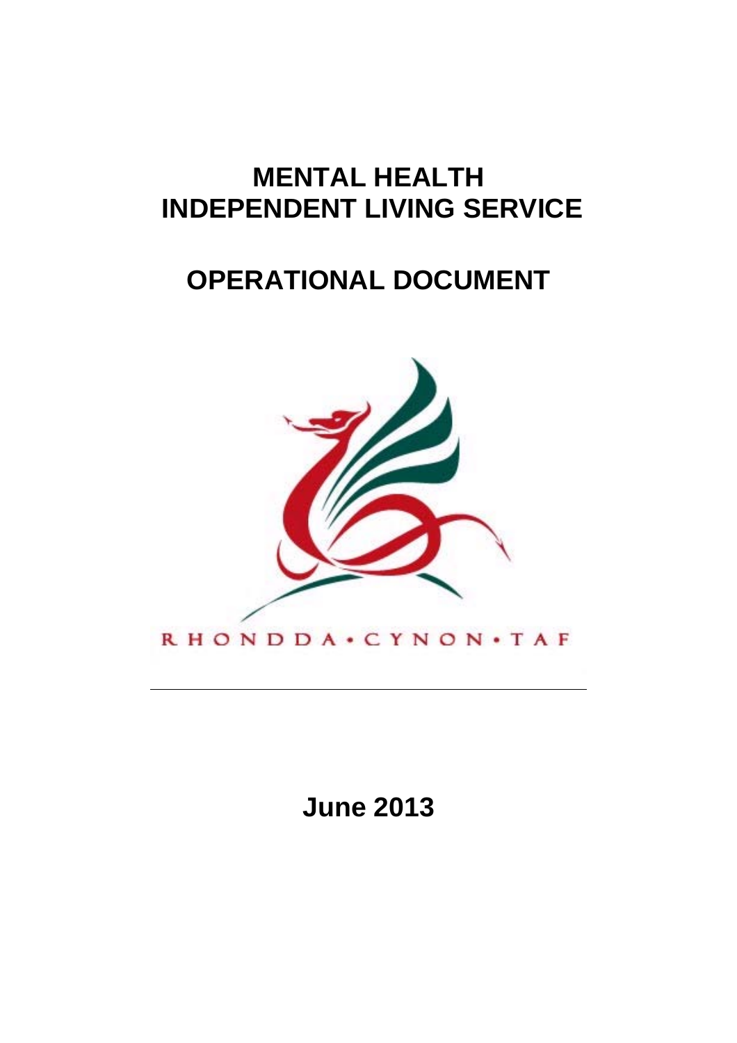# MENTAL HEALTH INDEPENDENT LIVING SERVICE

# OPERATIONAL DOCUMENT

RHONDDA • CYNON • TAF

**June 2013**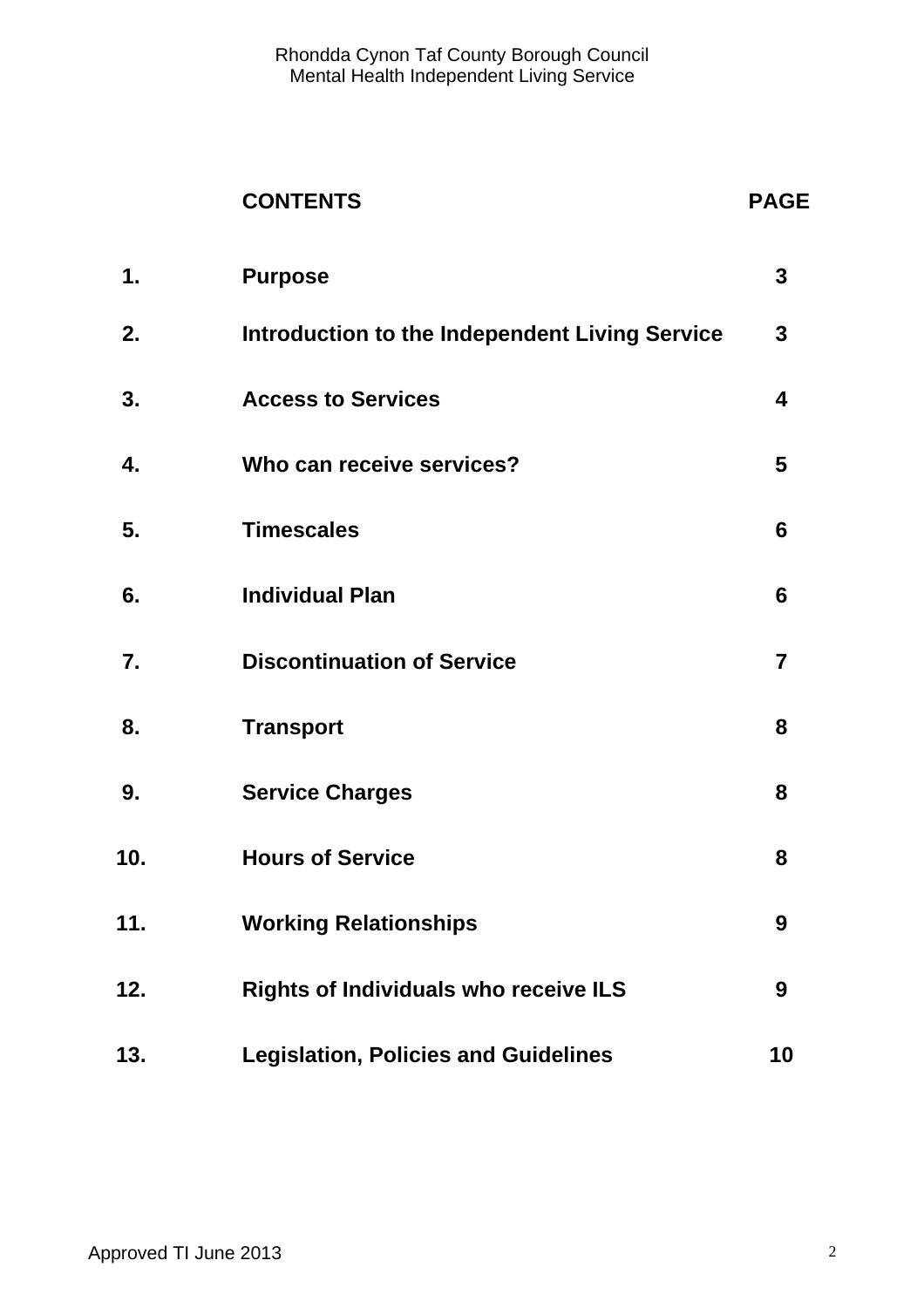| | **CONTENTS** | **PAGE** |
|---|---|---|
| **1.** | **Purpose** | **3** |
| **2.** | **Introduction to the Independent Living Service** | **3** |
| **3.** | **Access to Services** | **4** |
| **4.** | **Who can receive services?** | **5** |
| **5.** | **Timescales** | **6** |
| **6.** | **Individual Plan** | **6** |
| **7.** | **Discontinuation of Service** | **7** |
| **8.** | **Transport** | **8** |
| **9.** | **Service Charges** | **8** |
| **10.** | **Hours of Service** | **8** |
| **11.** | **Working Relationships** | **9** |
| **12.** | **Rights of Individuals who receive ILS** | **9** |
| **13.** | **Legislation, Policies and Guidelines** | **10** |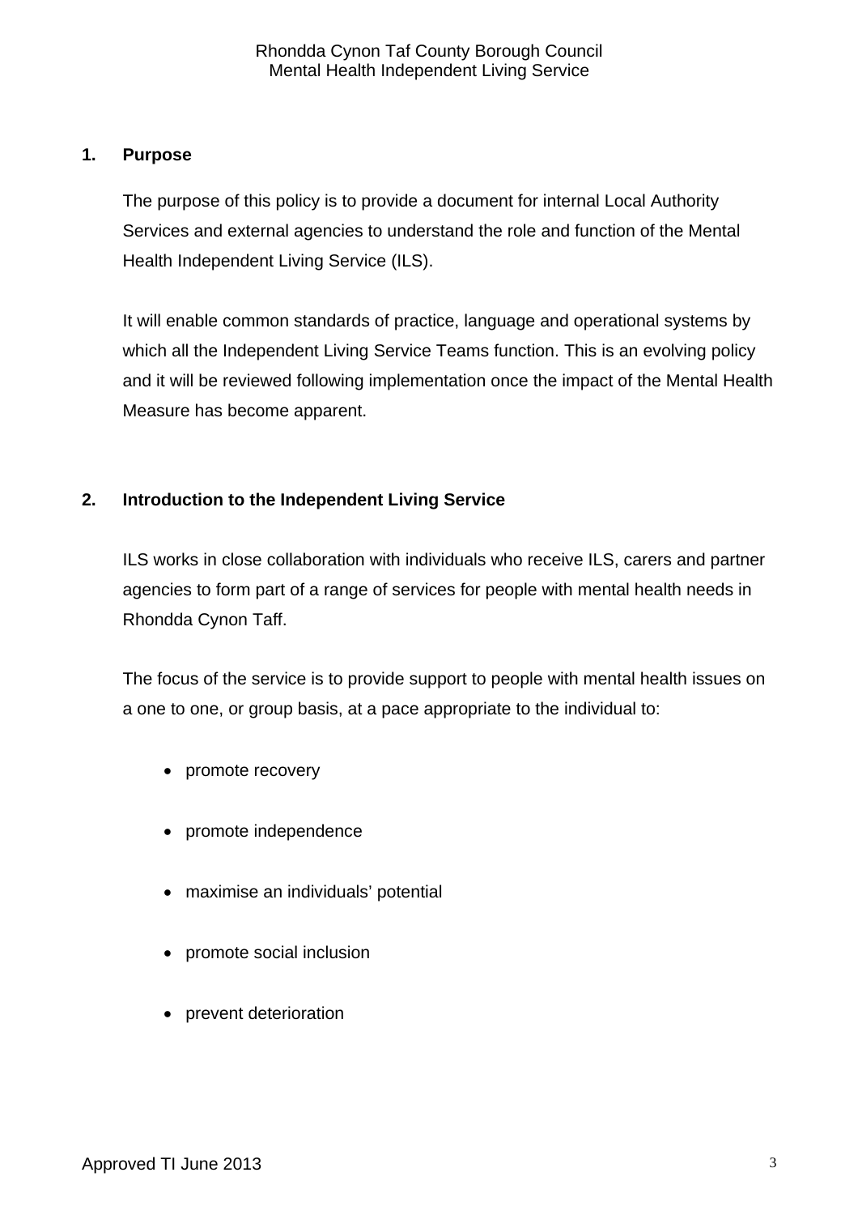## 1. Purpose

The purpose of this policy is to provide a document for internal Local Authority Services and external agencies to understand the role and function of the Mental Health Independent Living Service (ILS).

It will enable common standards of practice, language and operational systems by which all the Independent Living Service Teams function. This is an evolving policy and it will be reviewed following implementation once the impact of the Mental Health Measure has become apparent.

## 2. Introduction to the Independent Living Service

ILS works in close collaboration with individuals who receive ILS, carers and partner agencies to form part of a range of services for people with mental health needs in Rhondda Cynon Taff.

The focus of the service is to provide support to people with mental health issues on a one to one, or group basis, at a pace appropriate to the individual to:

- promote recovery
- promote independence
- maximise an individuals' potential
- promote social inclusion
- prevent deterioration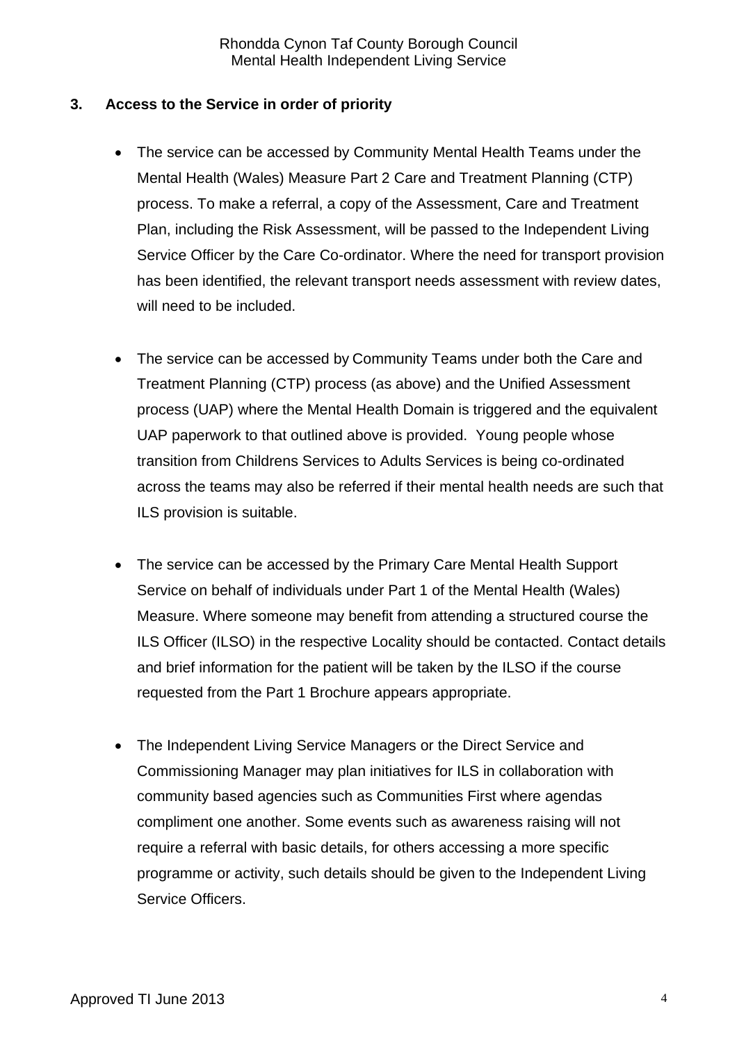## 3. Access to the Service in order of priority

- The service can be accessed by Community Mental Health Teams under the Mental Health (Wales) Measure Part 2 Care and Treatment Planning (CTP) process. To make a referral, a copy of the Assessment, Care and Treatment Plan, including the Risk Assessment, will be passed to the Independent Living Service Officer by the Care Co-ordinator. Where the need for transport provision has been identified, the relevant transport needs assessment with review dates, will need to be included.

- The service can be accessed by Community Teams under both the Care and Treatment Planning (CTP) process (as above) and the Unified Assessment process (UAP) where the Mental Health Domain is triggered and the equivalent UAP paperwork to that outlined above is provided. Young people whose transition from Childrens Services to Adults Services is being co-ordinated across the teams may also be referred if their mental health needs are such that ILS provision is suitable.

- The service can be accessed by the Primary Care Mental Health Support Service on behalf of individuals under Part 1 of the Mental Health (Wales) Measure. Where someone may benefit from attending a structured course the ILS Officer (ILSO) in the respective Locality should be contacted. Contact details and brief information for the patient will be taken by the ILSO if the course requested from the Part 1 Brochure appears appropriate.

- The Independent Living Service Managers or the Direct Service and Commissioning Manager may plan initiatives for ILS in collaboration with community based agencies such as Communities First where agendas compliment one another. Some events such as awareness raising will not require a referral with basic details, for others accessing a more specific programme or activity, such details should be given to the Independent Living Service Officers.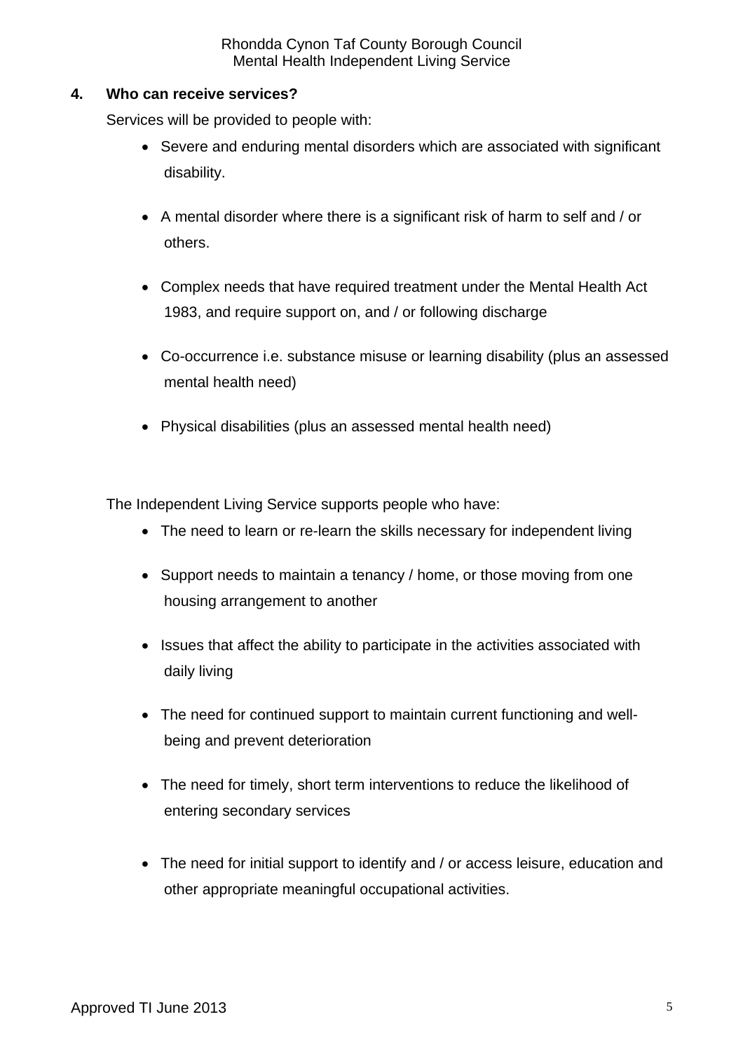## 4. Who can receive services?

Services will be provided to people with:

- Severe and enduring mental disorders which are associated with significant disability.
- A mental disorder where there is a significant risk of harm to self and / or others.
- Complex needs that have required treatment under the Mental Health Act 1983, and require support on, and / or following discharge
- Co-occurrence i.e. substance misuse or learning disability (plus an assessed mental health need)
- Physical disabilities (plus an assessed mental health need)

The Independent Living Service supports people who have:

- The need to learn or re-learn the skills necessary for independent living
- Support needs to maintain a tenancy / home, or those moving from one housing arrangement to another
- Issues that affect the ability to participate in the activities associated with daily living
- The need for continued support to maintain current functioning and well-being and prevent deterioration
- The need for timely, short term interventions to reduce the likelihood of entering secondary services
- The need for initial support to identify and / or access leisure, education and other appropriate meaningful occupational activities.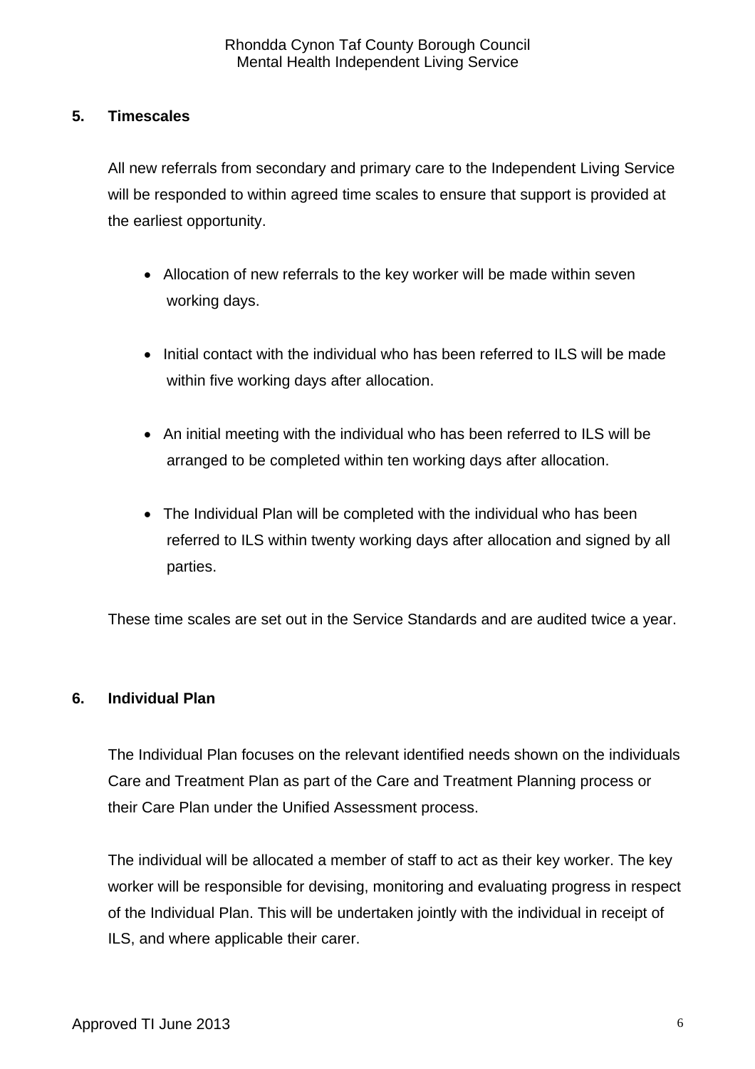## 5. Timescales

All new referrals from secondary and primary care to the Independent Living Service will be responded to within agreed time scales to ensure that support is provided at the earliest opportunity.

- Allocation of new referrals to the key worker will be made within seven working days.
- Initial contact with the individual who has been referred to ILS will be made within five working days after allocation.
- An initial meeting with the individual who has been referred to ILS will be arranged to be completed within ten working days after allocation.
- The Individual Plan will be completed with the individual who has been referred to ILS within twenty working days after allocation and signed by all parties.

These time scales are set out in the Service Standards and are audited twice a year.

## 6. Individual Plan

The Individual Plan focuses on the relevant identified needs shown on the individuals Care and Treatment Plan as part of the Care and Treatment Planning process or their Care Plan under the Unified Assessment process.

The individual will be allocated a member of staff to act as their key worker. The key worker will be responsible for devising, monitoring and evaluating progress in respect of the Individual Plan. This will be undertaken jointly with the individual in receipt of ILS, and where applicable their carer.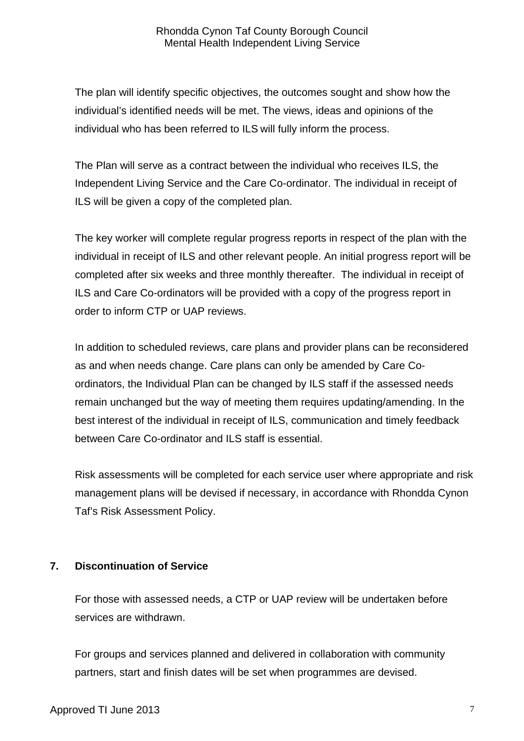The plan will identify specific objectives, the outcomes sought and show how the individual's identified needs will be met. The views, ideas and opinions of the individual who has been referred to ILS will fully inform the process.

The Plan will serve as a contract between the individual who receives ILS, the Independent Living Service and the Care Co-ordinator. The individual in receipt of ILS will be given a copy of the completed plan.

The key worker will complete regular progress reports in respect of the plan with the individual in receipt of ILS and other relevant people. An initial progress report will be completed after six weeks and three monthly thereafter. The individual in receipt of ILS and Care Co-ordinators will be provided with a copy of the progress report in order to inform CTP or UAP reviews.

In addition to scheduled reviews, care plans and provider plans can be reconsidered as and when needs change. Care plans can only be amended by Care Co-ordinators, the Individual Plan can be changed by ILS staff if the assessed needs remain unchanged but the way of meeting them requires updating/amending. In the best interest of the individual in receipt of ILS, communication and timely feedback between Care Co-ordinator and ILS staff is essential.

Risk assessments will be completed for each service user where appropriate and risk management plans will be devised if necessary, in accordance with Rhondda Cynon Taf's Risk Assessment Policy.

## 7. Discontinuation of Service

For those with assessed needs, a CTP or UAP review will be undertaken before services are withdrawn.

For groups and services planned and delivered in collaboration with community partners, start and finish dates will be set when programmes are devised.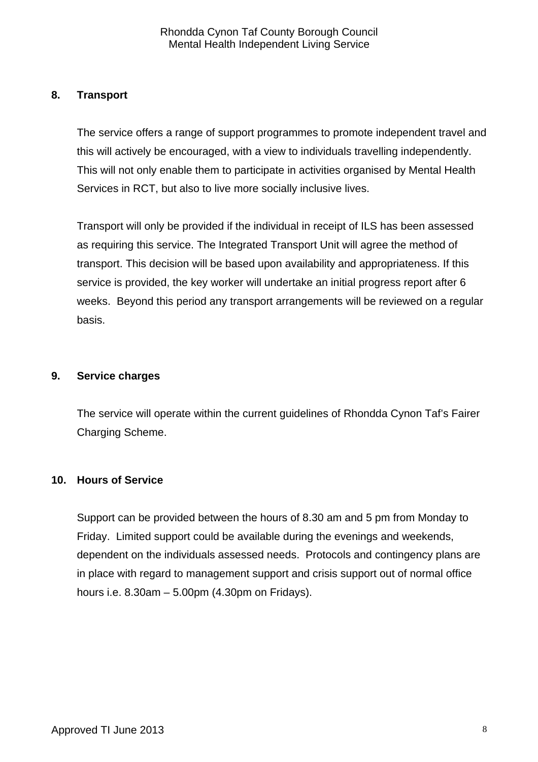## 8. Transport

The service offers a range of support programmes to promote independent travel and this will actively be encouraged, with a view to individuals travelling independently. This will not only enable them to participate in activities organised by Mental Health Services in RCT, but also to live more socially inclusive lives.

Transport will only be provided if the individual in receipt of ILS has been assessed as requiring this service. The Integrated Transport Unit will agree the method of transport. This decision will be based upon availability and appropriateness. If this service is provided, the key worker will undertake an initial progress report after 6 weeks. Beyond this period any transport arrangements will be reviewed on a regular basis.

## 9. Service charges

The service will operate within the current guidelines of Rhondda Cynon Taf's Fairer Charging Scheme.

## 10. Hours of Service

Support can be provided between the hours of 8.30 am and 5 pm from Monday to Friday. Limited support could be available during the evenings and weekends, dependent on the individuals assessed needs. Protocols and contingency plans are in place with regard to management support and crisis support out of normal office hours i.e. 8.30am – 5.00pm (4.30pm on Fridays).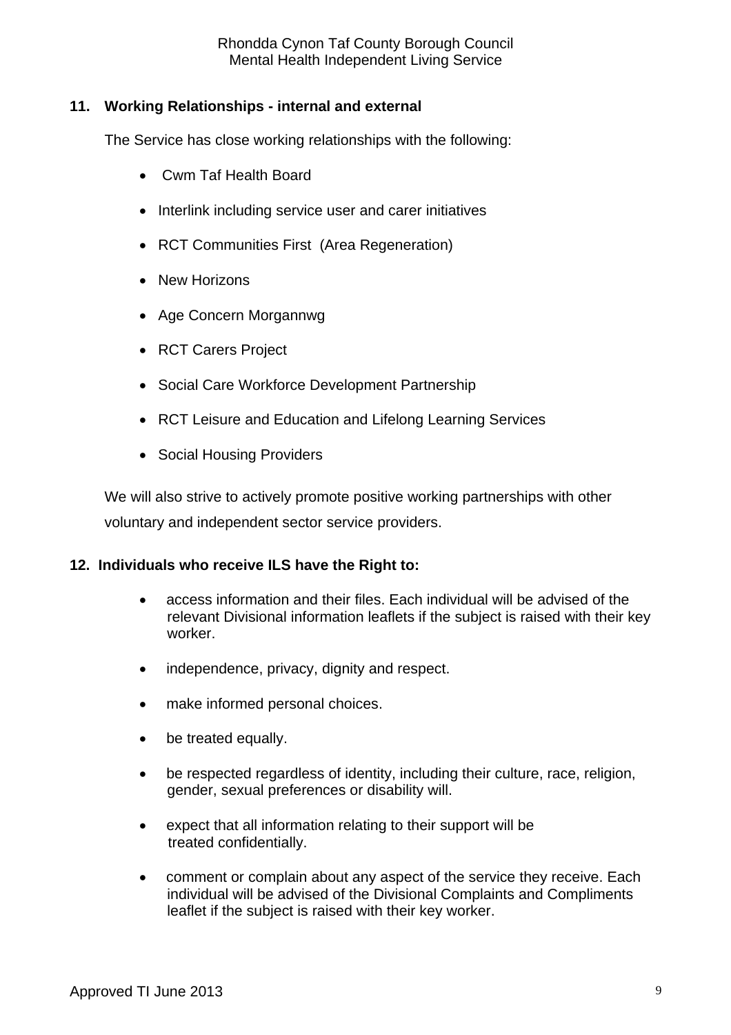## 11. Working Relationships - internal and external

The Service has close working relationships with the following:

- Cwm Taf Health Board
- Interlink including service user and carer initiatives
- RCT Communities First (Area Regeneration)
- New Horizons
- Age Concern Morgannwg
- RCT Carers Project
- Social Care Workforce Development Partnership
- RCT Leisure and Education and Lifelong Learning Services
- Social Housing Providers

We will also strive to actively promote positive working partnerships with other voluntary and independent sector service providers.

## 12. Individuals who receive ILS have the Right to:

- access information and their files. Each individual will be advised of the relevant Divisional information leaflets if the subject is raised with their key worker.
- independence, privacy, dignity and respect.
- make informed personal choices.
- be treated equally.
- be respected regardless of identity, including their culture, race, religion, gender, sexual preferences or disability will.
- expect that all information relating to their support will be treated confidentially.
- comment or complain about any aspect of the service they receive. Each individual will be advised of the Divisional Complaints and Compliments leaflet if the subject is raised with their key worker.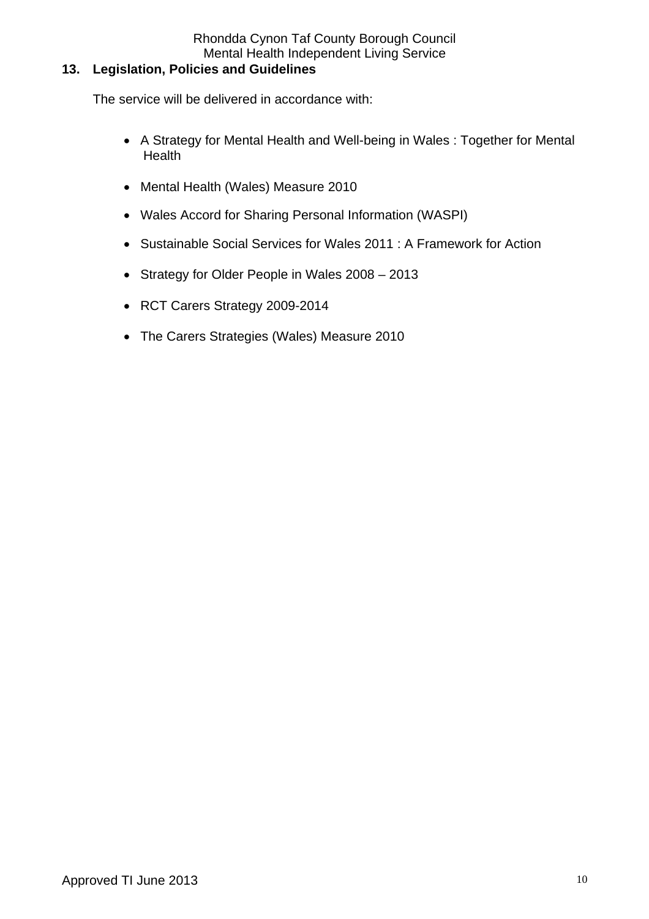## 13. Legislation, Policies and Guidelines

The service will be delivered in accordance with:

- A Strategy for Mental Health and Well-being in Wales : Together for Mental Health
- Mental Health (Wales) Measure 2010
- Wales Accord for Sharing Personal Information (WASPI)
- Sustainable Social Services for Wales 2011 : A Framework for Action
- Strategy for Older People in Wales 2008 – 2013
- RCT Carers Strategy 2009-2014
- The Carers Strategies (Wales) Measure 2010